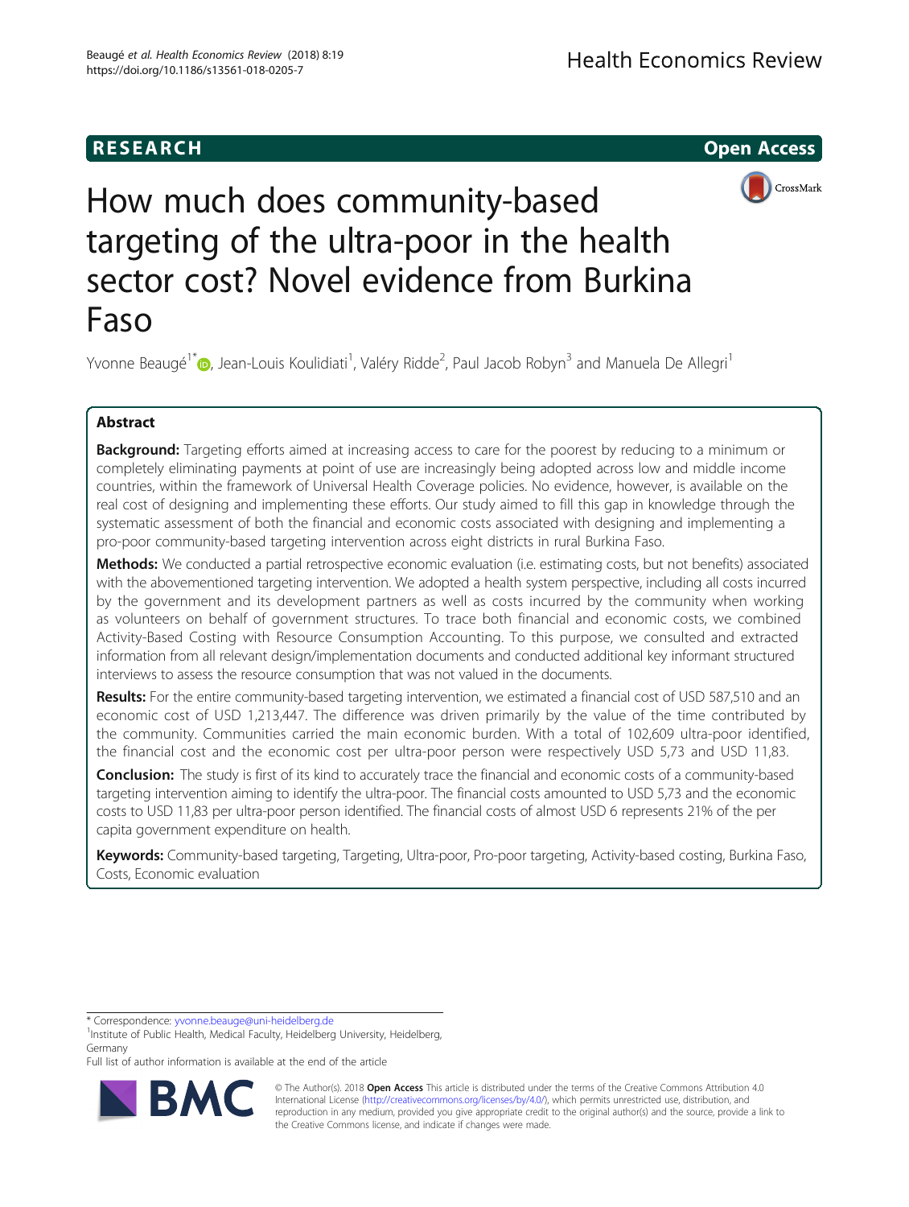RESEARCH

Open Access

# How much does community-based targeting of the ultra-poor in the health sector cost? Novel evidence from Burkina Faso

Yvonne Beaugé[1*], Jean-Louis Koulidiati[1], Valéry Ridde[2], Paul Jacob Robyn[3] and Manuela De Allegri[1]

## Abstract

**Background:** Targeting efforts aimed at increasing access to care for the poorest by reducing to a minimum or completely eliminating payments at point of use are increasingly being adopted across low and middle income countries, within the framework of Universal Health Coverage policies. No evidence, however, is available on the real cost of designing and implementing these efforts. Our study aimed to fill this gap in knowledge through the systematic assessment of both the financial and economic costs associated with designing and implementing a pro-poor community-based targeting intervention across eight districts in rural Burkina Faso.

**Methods:** We conducted a partial retrospective economic evaluation (i.e. estimating costs, but not benefits) associated with the abovementioned targeting intervention. We adopted a health system perspective, including all costs incurred by the government and its development partners as well as costs incurred by the community when working as volunteers on behalf of government structures. To trace both financial and economic costs, we combined Activity-Based Costing with Resource Consumption Accounting. To this purpose, we consulted and extracted information from all relevant design/implementation documents and conducted additional key informant structured interviews to assess the resource consumption that was not valued in the documents.

**Results:** For the entire community-based targeting intervention, we estimated a financial cost of USD 587,510 and an economic cost of USD 1,213,447. The difference was driven primarily by the value of the time contributed by the community. Communities carried the main economic burden. With a total of 102,609 ultra-poor identified, the financial cost and the economic cost per ultra-poor person were respectively USD 5,73 and USD 11,83.

**Conclusion:** The study is first of its kind to accurately trace the financial and economic costs of a community-based targeting intervention aiming to identify the ultra-poor. The financial costs amounted to USD 5,73 and the economic costs to USD 11,83 per ultra-poor person identified. The financial costs of almost USD 6 represents 21% of the per capita government expenditure on health.

**Keywords:** Community-based targeting, Targeting, Ultra-poor, Pro-poor targeting, Activity-based costing, Burkina Faso, Costs, Economic evaluation

---

* Correspondence: yvonne.beauge@uni-heidelberg.de
[1]Institute of Public Health, Medical Faculty, Heidelberg University, Heidelberg, Germany
Full list of author information is available at the end of the article

© The Author(s). 2018 **Open Access** This article is distributed under the terms of the Creative Commons Attribution 4.0 International License (http://creativecommons.org/licenses/by/4.0/), which permits unrestricted use, distribution, and reproduction in any medium, provided you give appropriate credit to the original author(s) and the source, provide a link to the Creative Commons license, and indicate if changes were made.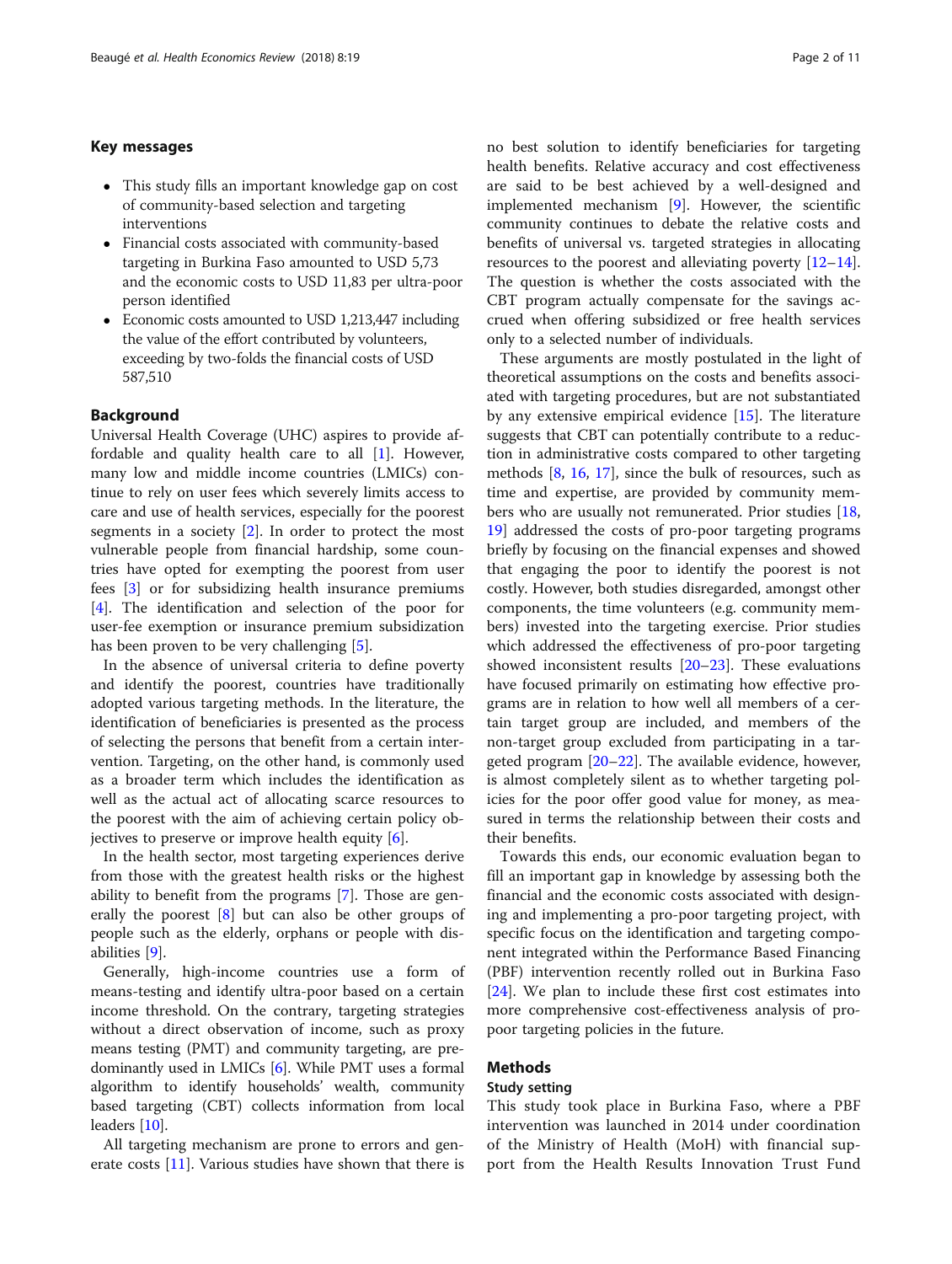## Key messages

- This study fills an important knowledge gap on cost of community-based selection and targeting interventions
- Financial costs associated with community-based targeting in Burkina Faso amounted to USD 5,73 and the economic costs to USD 11,83 per ultra-poor person identified
- Economic costs amounted to USD 1,213,447 including the value of the effort contributed by volunteers, exceeding by two-folds the financial costs of USD 587,510

## Background

Universal Health Coverage (UHC) aspires to provide affordable and quality health care to all [1]. However, many low and middle income countries (LMICs) continue to rely on user fees which severely limits access to care and use of health services, especially for the poorest segments in a society [2]. In order to protect the most vulnerable people from financial hardship, some countries have opted for exempting the poorest from user fees [3] or for subsidizing health insurance premiums [4]. The identification and selection of the poor for user-fee exemption or insurance premium subsidization has been proven to be very challenging [5].

In the absence of universal criteria to define poverty and identify the poorest, countries have traditionally adopted various targeting methods. In the literature, the identification of beneficiaries is presented as the process of selecting the persons that benefit from a certain intervention. Targeting, on the other hand, is commonly used as a broader term which includes the identification as well as the actual act of allocating scarce resources to the poorest with the aim of achieving certain policy objectives to preserve or improve health equity [6].

In the health sector, most targeting experiences derive from those with the greatest health risks or the highest ability to benefit from the programs [7]. Those are generally the poorest [8] but can also be other groups of people such as the elderly, orphans or people with disabilities [9].

Generally, high-income countries use a form of means-testing and identify ultra-poor based on a certain income threshold. On the contrary, targeting strategies without a direct observation of income, such as proxy means testing (PMT) and community targeting, are predominantly used in LMICs [6]. While PMT uses a formal algorithm to identify households' wealth, community based targeting (CBT) collects information from local leaders [10].

All targeting mechanism are prone to errors and generate costs [11]. Various studies have shown that there is no best solution to identify beneficiaries for targeting health benefits. Relative accuracy and cost effectiveness are said to be best achieved by a well-designed and implemented mechanism [9]. However, the scientific community continues to debate the relative costs and benefits of universal vs. targeted strategies in allocating resources to the poorest and alleviating poverty [12–14]. The question is whether the costs associated with the CBT program actually compensate for the savings accrued when offering subsidized or free health services only to a selected number of individuals.

These arguments are mostly postulated in the light of theoretical assumptions on the costs and benefits associated with targeting procedures, but are not substantiated by any extensive empirical evidence [15]. The literature suggests that CBT can potentially contribute to a reduction in administrative costs compared to other targeting methods [8, 16, 17], since the bulk of resources, such as time and expertise, are provided by community members who are usually not remunerated. Prior studies [18, 19] addressed the costs of pro-poor targeting programs briefly by focusing on the financial expenses and showed that engaging the poor to identify the poorest is not costly. However, both studies disregarded, amongst other components, the time volunteers (e.g. community members) invested into the targeting exercise. Prior studies which addressed the effectiveness of pro-poor targeting showed inconsistent results [20–23]. These evaluations have focused primarily on estimating how effective programs are in relation to how well all members of a certain target group are included, and members of the non-target group excluded from participating in a targeted program [20–22]. The available evidence, however, is almost completely silent as to whether targeting policies for the poor offer good value for money, as measured in terms the relationship between their costs and their benefits.

Towards this ends, our economic evaluation began to fill an important gap in knowledge by assessing both the financial and the economic costs associated with designing and implementing a pro-poor targeting project, with specific focus on the identification and targeting component integrated within the Performance Based Financing (PBF) intervention recently rolled out in Burkina Faso [24]. We plan to include these first cost estimates into more comprehensive cost-effectiveness analysis of pro-poor targeting policies in the future.

## Methods

### Study setting

This study took place in Burkina Faso, where a PBF intervention was launched in 2014 under coordination of the Ministry of Health (MoH) with financial support from the Health Results Innovation Trust Fund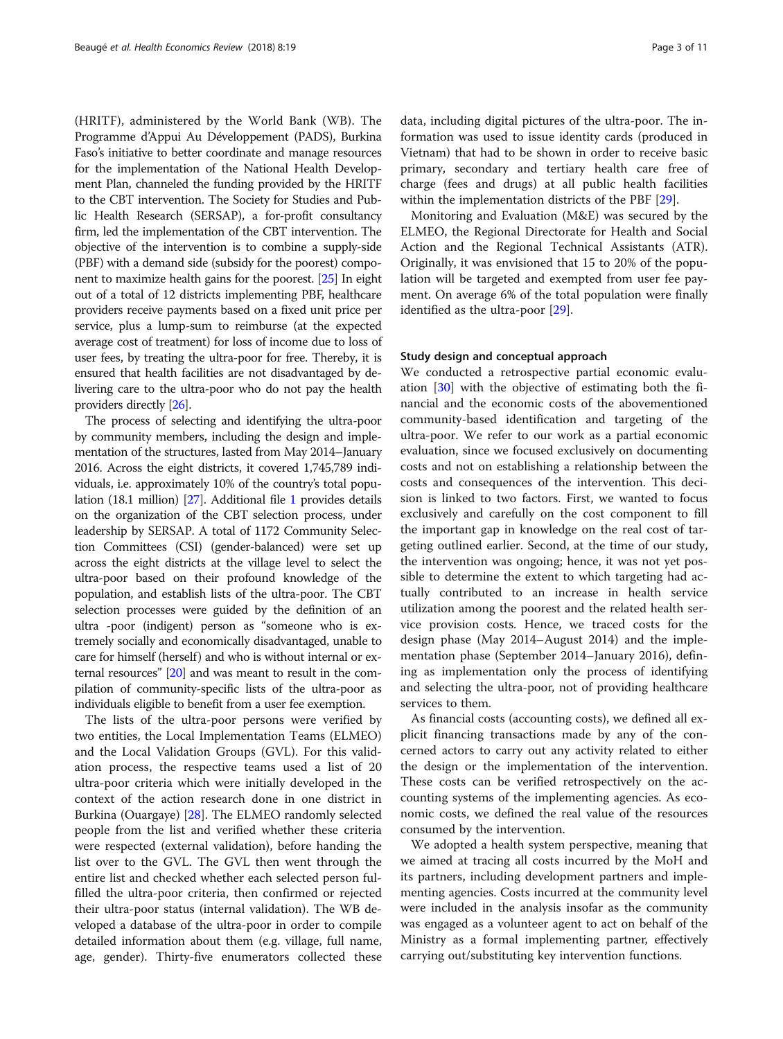(HRITF), administered by the World Bank (WB). The Programme d'Appui Au Développement (PADS), Burkina Faso's initiative to better coordinate and manage resources for the implementation of the National Health Development Plan, channeled the funding provided by the HRITF to the CBT intervention. The Society for Studies and Public Health Research (SERSAP), a for-profit consultancy firm, led the implementation of the CBT intervention. The objective of the intervention is to combine a supply-side (PBF) with a demand side (subsidy for the poorest) component to maximize health gains for the poorest. [25] In eight out of a total of 12 districts implementing PBF, healthcare providers receive payments based on a fixed unit price per service, plus a lump-sum to reimburse (at the expected average cost of treatment) for loss of income due to loss of user fees, by treating the ultra-poor for free. Thereby, it is ensured that health facilities are not disadvantaged by delivering care to the ultra-poor who do not pay the health providers directly [26].

The process of selecting and identifying the ultra-poor by community members, including the design and implementation of the structures, lasted from May 2014–January 2016. Across the eight districts, it covered 1,745,789 individuals, i.e. approximately 10% of the country's total population (18.1 million) [27]. Additional file 1 provides details on the organization of the CBT selection process, under leadership by SERSAP. A total of 1172 Community Selection Committees (CSI) (gender-balanced) were set up across the eight districts at the village level to select the ultra-poor based on their profound knowledge of the population, and establish lists of the ultra-poor. The CBT selection processes were guided by the definition of an ultra -poor (indigent) person as "someone who is extremely socially and economically disadvantaged, unable to care for himself (herself) and who is without internal or external resources" [20] and was meant to result in the compilation of community-specific lists of the ultra-poor as individuals eligible to benefit from a user fee exemption.

The lists of the ultra-poor persons were verified by two entities, the Local Implementation Teams (ELMEO) and the Local Validation Groups (GVL). For this validation process, the respective teams used a list of 20 ultra-poor criteria which were initially developed in the context of the action research done in one district in Burkina (Ouargaye) [28]. The ELMEO randomly selected people from the list and verified whether these criteria were respected (external validation), before handing the list over to the GVL. The GVL then went through the entire list and checked whether each selected person fulfilled the ultra-poor criteria, then confirmed or rejected their ultra-poor status (internal validation). The WB developed a database of the ultra-poor in order to compile detailed information about them (e.g. village, full name, age, gender). Thirty-five enumerators collected these data, including digital pictures of the ultra-poor. The information was used to issue identity cards (produced in Vietnam) that had to be shown in order to receive basic primary, secondary and tertiary health care free of charge (fees and drugs) at all public health facilities within the implementation districts of the PBF [29].

Monitoring and Evaluation (M&E) was secured by the ELMEO, the Regional Directorate for Health and Social Action and the Regional Technical Assistants (ATR). Originally, it was envisioned that 15 to 20% of the population will be targeted and exempted from user fee payment. On average 6% of the total population were finally identified as the ultra-poor [29].

### Study design and conceptual approach

We conducted a retrospective partial economic evaluation [30] with the objective of estimating both the financial and the economic costs of the abovementioned community-based identification and targeting of the ultra-poor. We refer to our work as a partial economic evaluation, since we focused exclusively on documenting costs and not on establishing a relationship between the costs and consequences of the intervention. This decision is linked to two factors. First, we wanted to focus exclusively and carefully on the cost component to fill the important gap in knowledge on the real cost of targeting outlined earlier. Second, at the time of our study, the intervention was ongoing; hence, it was not yet possible to determine the extent to which targeting had actually contributed to an increase in health service utilization among the poorest and the related health service provision costs. Hence, we traced costs for the design phase (May 2014–August 2014) and the implementation phase (September 2014–January 2016), defining as implementation only the process of identifying and selecting the ultra-poor, not of providing healthcare services to them.

As financial costs (accounting costs), we defined all explicit financing transactions made by any of the concerned actors to carry out any activity related to either the design or the implementation of the intervention. These costs can be verified retrospectively on the accounting systems of the implementing agencies. As economic costs, we defined the real value of the resources consumed by the intervention.

We adopted a health system perspective, meaning that we aimed at tracing all costs incurred by the MoH and its partners, including development partners and implementing agencies. Costs incurred at the community level were included in the analysis insofar as the community was engaged as a volunteer agent to act on behalf of the Ministry as a formal implementing partner, effectively carrying out/substituting key intervention functions.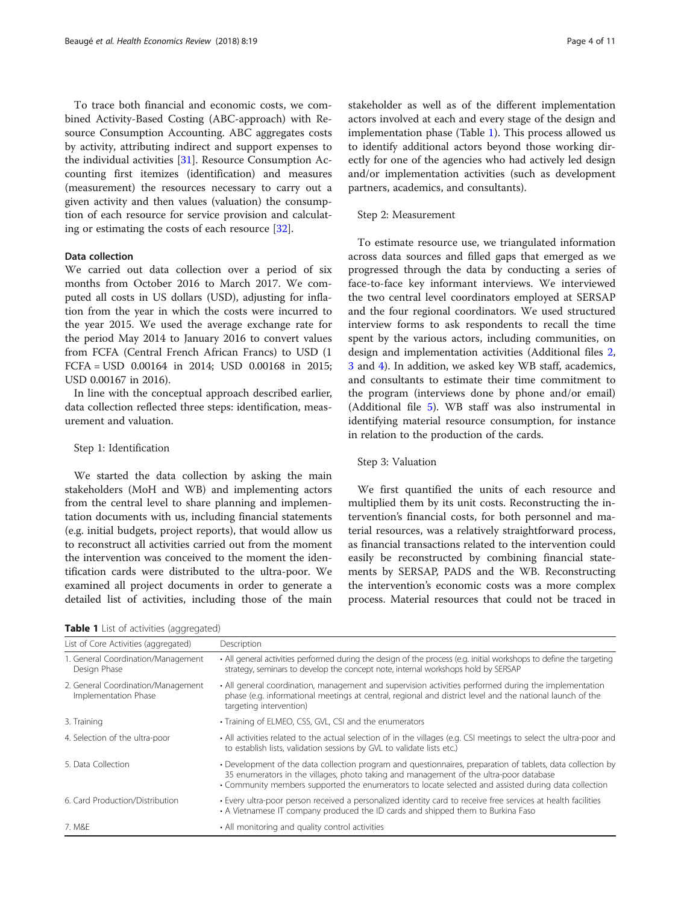To trace both financial and economic costs, we combined Activity-Based Costing (ABC-approach) with Resource Consumption Accounting. ABC aggregates costs by activity, attributing indirect and support expenses to the individual activities [31]. Resource Consumption Accounting first itemizes (identification) and measures (measurement) the resources necessary to carry out a given activity and then values (valuation) the consumption of each resource for service provision and calculating or estimating the costs of each resource [32].

#### Data collection

We carried out data collection over a period of six months from October 2016 to March 2017. We computed all costs in US dollars (USD), adjusting for inflation from the year in which the costs were incurred to the year 2015. We used the average exchange rate for the period May 2014 to January 2016 to convert values from FCFA (Central French African Francs) to USD (1 FCFA = USD 0.00164 in 2014; USD 0.00168 in 2015; USD 0.00167 in 2016).

In line with the conceptual approach described earlier, data collection reflected three steps: identification, measurement and valuation.

Step 1: Identification

We started the data collection by asking the main stakeholders (MoH and WB) and implementing actors from the central level to share planning and implementation documents with us, including financial statements (e.g. initial budgets, project reports), that would allow us to reconstruct all activities carried out from the moment the intervention was conceived to the moment the identification cards were distributed to the ultra-poor. We examined all project documents in order to generate a detailed list of activities, including those of the main stakeholder as well as of the different implementation actors involved at each and every stage of the design and implementation phase (Table 1). This process allowed us to identify additional actors beyond those working directly for one of the agencies who had actively led design and/or implementation activities (such as development partners, academics, and consultants).

Step 2: Measurement

To estimate resource use, we triangulated information across data sources and filled gaps that emerged as we progressed through the data by conducting a series of face-to-face key informant interviews. We interviewed the two central level coordinators employed at SERSAP and the four regional coordinators. We used structured interview forms to ask respondents to recall the time spent by the various actors, including communities, on design and implementation activities (Additional files 2, 3 and 4). In addition, we asked key WB staff, academics, and consultants to estimate their time commitment to the program (interviews done by phone and/or email) (Additional file 5). WB staff was also instrumental in identifying material resource consumption, for instance in relation to the production of the cards.

Step 3: Valuation

We first quantified the units of each resource and multiplied them by its unit costs. Reconstructing the intervention's financial costs, for both personnel and material resources, was a relatively straightforward process, as financial transactions related to the intervention could easily be reconstructed by combining financial statements by SERSAP, PADS and the WB. Reconstructing the intervention's economic costs was a more complex process. Material resources that could not be traced in

**Table 1** List of activities (aggregated)

| List of Core Activities (aggregated) | Description |
|---|---|
| 1. General Coordination/Management Design Phase | • All general activities performed during the design of the process (e.g. initial workshops to define the targeting strategy, seminars to develop the concept note, internal workshops hold by SERSAP |
| 2. General Coordination/Management Implementation Phase | • All general coordination, management and supervision activities performed during the implementation phase (e.g. informational meetings at central, regional and district level and the national launch of the targeting intervention) |
| 3. Training | • Training of ELMEO, CSS, GVL, CSI and the enumerators |
| 4. Selection of the ultra-poor | • All activities related to the actual selection of in the villages (e.g. CSI meetings to select the ultra-poor and to establish lists, validation sessions by GVL to validate lists etc.) |
| 5. Data Collection | • Development of the data collection program and questionnaires, preparation of tablets, data collection by 35 enumerators in the villages, photo taking and management of the ultra-poor database<br>• Community members supported the enumerators to locate selected and assisted during data collection |
| 6. Card Production/Distribution | • Every ultra-poor person received a personalized identity card to receive free services at health facilities<br>• A Vietnamese IT company produced the ID cards and shipped them to Burkina Faso |
| 7. M&E | • All monitoring and quality control activities |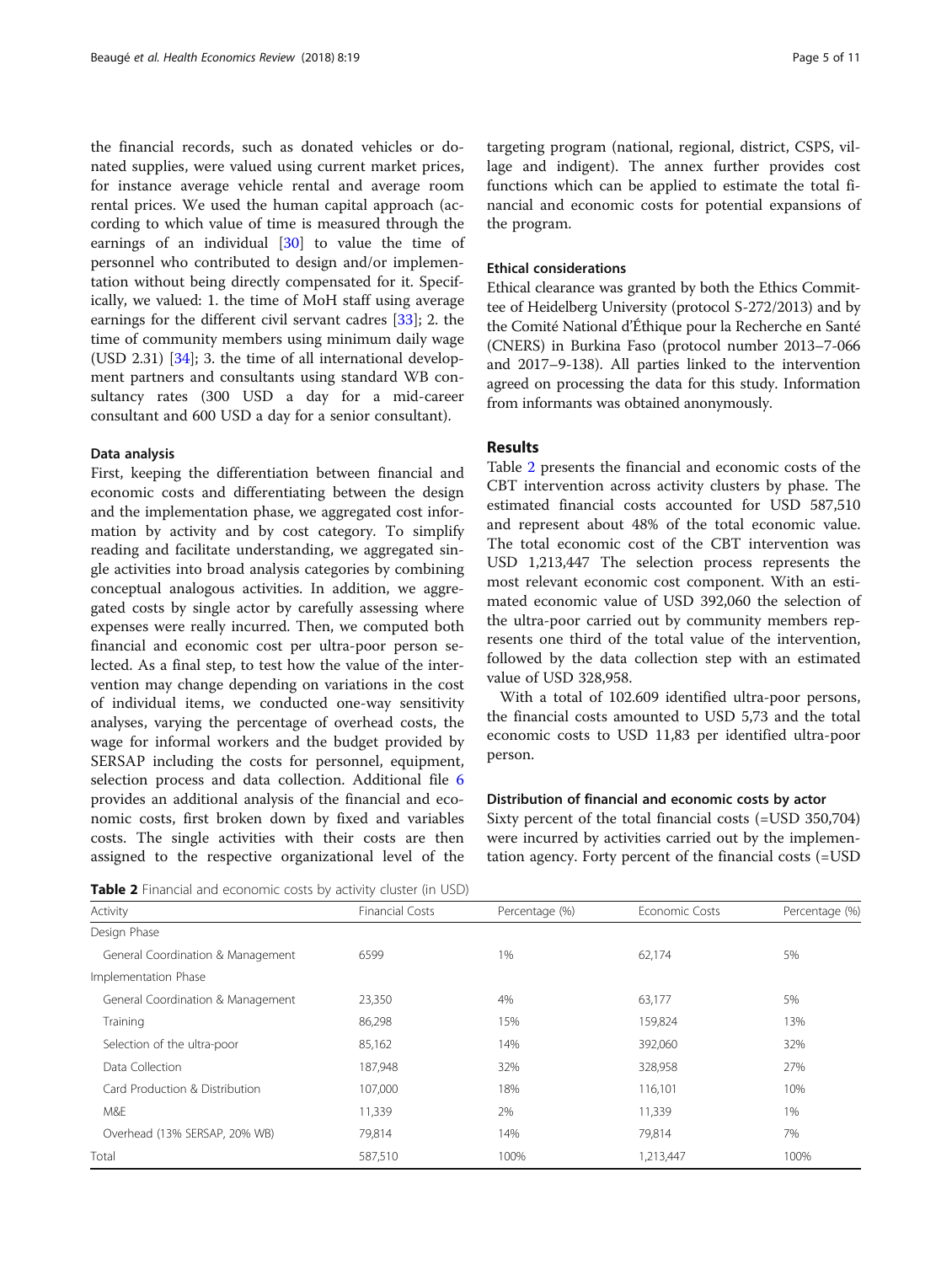the financial records, such as donated vehicles or donated supplies, were valued using current market prices, for instance average vehicle rental and average room rental prices. We used the human capital approach (according to which value of time is measured through the earnings of an individual [30] to value the time of personnel who contributed to design and/or implementation without being directly compensated for it. Specifically, we valued: 1. the time of MoH staff using average earnings for the different civil servant cadres [33]; 2. the time of community members using minimum daily wage (USD 2.31) [34]; 3. the time of all international development partners and consultants using standard WB consultancy rates (300 USD a day for a mid-career consultant and 600 USD a day for a senior consultant).

### Data analysis

First, keeping the differentiation between financial and economic costs and differentiating between the design and the implementation phase, we aggregated cost information by activity and by cost category. To simplify reading and facilitate understanding, we aggregated single activities into broad analysis categories by combining conceptual analogous activities. In addition, we aggregated costs by single actor by carefully assessing where expenses were really incurred. Then, we computed both financial and economic cost per ultra-poor person selected. As a final step, to test how the value of the intervention may change depending on variations in the cost of individual items, we conducted one-way sensitivity analyses, varying the percentage of overhead costs, the wage for informal workers and the budget provided by SERSAP including the costs for personnel, equipment, selection process and data collection. Additional file 6 provides an additional analysis of the financial and economic costs, first broken down by fixed and variables costs. The single activities with their costs are then assigned to the respective organizational level of the targeting program (national, regional, district, CSPS, village and indigent). The annex further provides cost functions which can be applied to estimate the total financial and economic costs for potential expansions of the program.

### Ethical considerations

Ethical clearance was granted by both the Ethics Committee of Heidelberg University (protocol S-272/2013) and by the Comité National d'Éthique pour la Recherche en Santé (CNERS) in Burkina Faso (protocol number 2013–7-066 and 2017–9-138). All parties linked to the intervention agreed on processing the data for this study. Information from informants was obtained anonymously.

## Results

Table 2 presents the financial and economic costs of the CBT intervention across activity clusters by phase. The estimated financial costs accounted for USD 587,510 and represent about 48% of the total economic value. The total economic cost of the CBT intervention was USD 1,213,447 The selection process represents the most relevant economic cost component. With an estimated economic value of USD 392,060 the selection of the ultra-poor carried out by community members represents one third of the total value of the intervention, followed by the data collection step with an estimated value of USD 328,958.

With a total of 102.609 identified ultra-poor persons, the financial costs amounted to USD 5,73 and the total economic costs to USD 11,83 per identified ultra-poor person.

### Distribution of financial and economic costs by actor

Sixty percent of the total financial costs (=USD 350,704) were incurred by activities carried out by the implementation agency. Forty percent of the financial costs (=USD

**Table 2** Financial and economic costs by activity cluster (in USD)

| Activity | Financial Costs | Percentage (%) | Economic Costs | Percentage (%) |
|---|---|---|---|---|
| Design Phase | | | | |
| General Coordination & Management | 6599 | 1% | 62,174 | 5% |
| Implementation Phase | | | | |
| General Coordination & Management | 23,350 | 4% | 63,177 | 5% |
| Training | 86,298 | 15% | 159,824 | 13% |
| Selection of the ultra-poor | 85,162 | 14% | 392,060 | 32% |
| Data Collection | 187,948 | 32% | 328,958 | 27% |
| Card Production & Distribution | 107,000 | 18% | 116,101 | 10% |
| M&E | 11,339 | 2% | 11,339 | 1% |
| Overhead (13% SERSAP, 20% WB) | 79,814 | 14% | 79,814 | 7% |
| Total | 587,510 | 100% | 1,213,447 | 100% |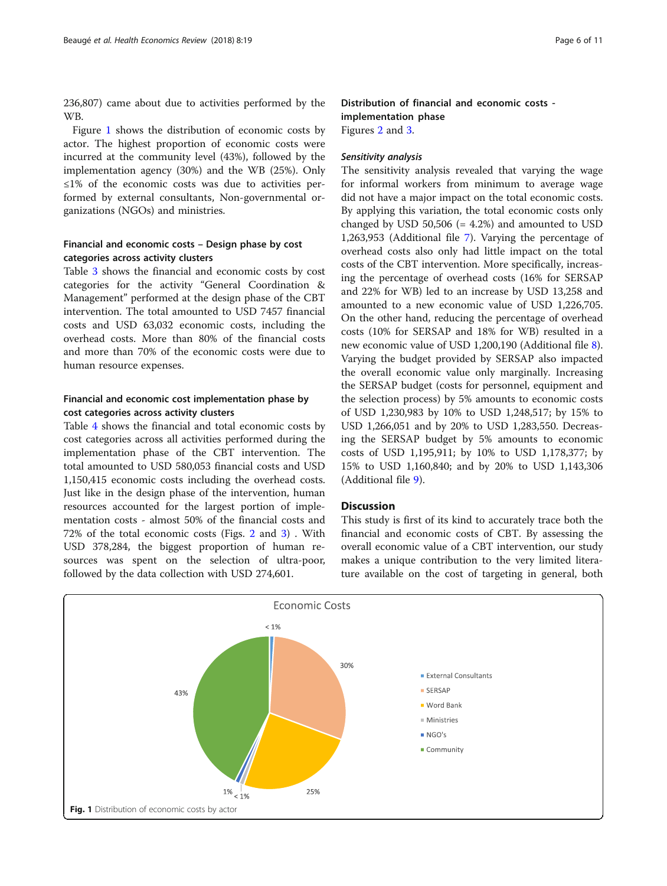236,807) came about due to activities performed by the WB.

Figure 1 shows the distribution of economic costs by actor. The highest proportion of economic costs were incurred at the community level (43%), followed by the implementation agency (30%) and the WB (25%). Only ≤1% of the economic costs was due to activities performed by external consultants, Non-governmental organizations (NGOs) and ministries.

### Financial and economic costs – Design phase by cost categories across activity clusters

Table 3 shows the financial and economic costs by cost categories for the activity "General Coordination & Management" performed at the design phase of the CBT intervention. The total amounted to USD 7457 financial costs and USD 63,032 economic costs, including the overhead costs. More than 80% of the financial costs and more than 70% of the economic costs were due to human resource expenses.

### Financial and economic cost implementation phase by cost categories across activity clusters

Table 4 shows the financial and total economic costs by cost categories across all activities performed during the implementation phase of the CBT intervention. The total amounted to USD 580,053 financial costs and USD 1,150,415 economic costs including the overhead costs. Just like in the design phase of the intervention, human resources accounted for the largest portion of implementation costs - almost 50% of the financial costs and 72% of the total economic costs (Figs. 2 and 3) . With USD 378,284, the biggest proportion of human resources was spent on the selection of ultra-poor, followed by the data collection with USD 274,601.

### Distribution of financial and economic costs - implementation phase

Figures 2 and 3.

#### *Sensitivity analysis*

The sensitivity analysis revealed that varying the wage for informal workers from minimum to average wage did not have a major impact on the total economic costs. By applying this variation, the total economic costs only changed by USD 50,506 (= 4.2%) and amounted to USD 1,263,953 (Additional file 7). Varying the percentage of overhead costs also only had little impact on the total costs of the CBT intervention. More specifically, increasing the percentage of overhead costs (16% for SERSAP and 22% for WB) led to an increase by USD 13,258 and amounted to a new economic value of USD 1,226,705. On the other hand, reducing the percentage of overhead costs (10% for SERSAP and 18% for WB) resulted in a new economic value of USD 1,200,190 (Additional file 8). Varying the budget provided by SERSAP also impacted the overall economic value only marginally. Increasing the SERSAP budget (costs for personnel, equipment and the selection process) by 5% amounts to economic costs of USD 1,230,983 by 10% to USD 1,248,517; by 15% to USD 1,266,051 and by 20% to USD 1,283,550. Decreasing the SERSAP budget by 5% amounts to economic costs of USD 1,195,911; by 10% to USD 1,178,377; by 15% to USD 1,160,840; and by 20% to USD 1,143,306 (Additional file 9).

## Discussion

This study is first of its kind to accurately trace both the financial and economic costs of CBT. By assessing the overall economic value of a CBT intervention, our study makes a unique contribution to the very limited literature available on the cost of targeting in general, both

**Fig. 1** Distribution of economic costs by actor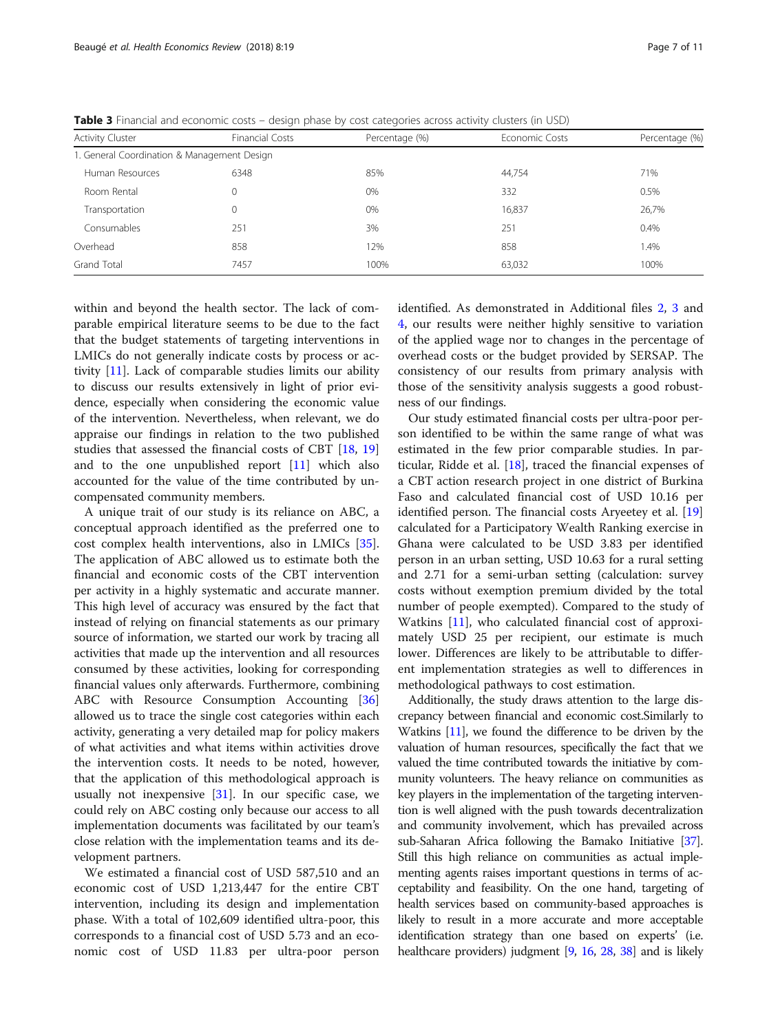**Table 3** Financial and economic costs – design phase by cost categories across activity clusters (in USD)

| Activity Cluster | Financial Costs | Percentage (%) | Economic Costs | Percentage (%) |
|---|---|---|---|---|
| 1. General Coordination & Management Design | | | | |
| Human Resources | 6348 | 85% | 44,754 | 71% |
| Room Rental | 0 | 0% | 332 | 0.5% |
| Transportation | 0 | 0% | 16,837 | 26,7% |
| Consumables | 251 | 3% | 251 | 0.4% |
| Overhead | 858 | 12% | 858 | 1.4% |
| Grand Total | 7457 | 100% | 63,032 | 100% |

within and beyond the health sector. The lack of comparable empirical literature seems to be due to the fact that the budget statements of targeting interventions in LMICs do not generally indicate costs by process or activity [11]. Lack of comparable studies limits our ability to discuss our results extensively in light of prior evidence, especially when considering the economic value of the intervention. Nevertheless, when relevant, we do appraise our findings in relation to the two published studies that assessed the financial costs of CBT [18, 19] and to the one unpublished report [11] which also accounted for the value of the time contributed by uncompensated community members.

A unique trait of our study is its reliance on ABC, a conceptual approach identified as the preferred one to cost complex health interventions, also in LMICs [35]. The application of ABC allowed us to estimate both the financial and economic costs of the CBT intervention per activity in a highly systematic and accurate manner. This high level of accuracy was ensured by the fact that instead of relying on financial statements as our primary source of information, we started our work by tracing all activities that made up the intervention and all resources consumed by these activities, looking for corresponding financial values only afterwards. Furthermore, combining ABC with Resource Consumption Accounting [36] allowed us to trace the single cost categories within each activity, generating a very detailed map for policy makers of what activities and what items within activities drove the intervention costs. It needs to be noted, however, that the application of this methodological approach is usually not inexpensive [31]. In our specific case, we could rely on ABC costing only because our access to all implementation documents was facilitated by our team's close relation with the implementation teams and its development partners.

We estimated a financial cost of USD 587,510 and an economic cost of USD 1,213,447 for the entire CBT intervention, including its design and implementation phase. With a total of 102,609 identified ultra-poor, this corresponds to a financial cost of USD 5.73 and an economic cost of USD 11.83 per ultra-poor person identified. As demonstrated in Additional files 2, 3 and 4, our results were neither highly sensitive to variation of the applied wage nor to changes in the percentage of overhead costs or the budget provided by SERSAP. The consistency of our results from primary analysis with those of the sensitivity analysis suggests a good robustness of our findings.

Our study estimated financial costs per ultra-poor person identified to be within the same range of what was estimated in the few prior comparable studies. In particular, Ridde et al. [18], traced the financial expenses of a CBT action research project in one district of Burkina Faso and calculated financial cost of USD 10.16 per identified person. The financial costs Aryeetey et al. [19] calculated for a Participatory Wealth Ranking exercise in Ghana were calculated to be USD 3.83 per identified person in an urban setting, USD 10.63 for a rural setting and 2.71 for a semi-urban setting (calculation: survey costs without exemption premium divided by the total number of people exempted). Compared to the study of Watkins [11], who calculated financial cost of approximately USD 25 per recipient, our estimate is much lower. Differences are likely to be attributable to different implementation strategies as well to differences in methodological pathways to cost estimation.

Additionally, the study draws attention to the large discrepancy between financial and economic cost.Similarly to Watkins [11], we found the difference to be driven by the valuation of human resources, specifically the fact that we valued the time contributed towards the initiative by community volunteers. The heavy reliance on communities as key players in the implementation of the targeting intervention is well aligned with the push towards decentralization and community involvement, which has prevailed across sub-Saharan Africa following the Bamako Initiative [37]. Still this high reliance on communities as actual implementing agents raises important questions in terms of acceptability and feasibility. On the one hand, targeting of health services based on community-based approaches is likely to result in a more accurate and more acceptable identification strategy than one based on experts' (i.e. healthcare providers) judgment [9, 16, 28, 38] and is likely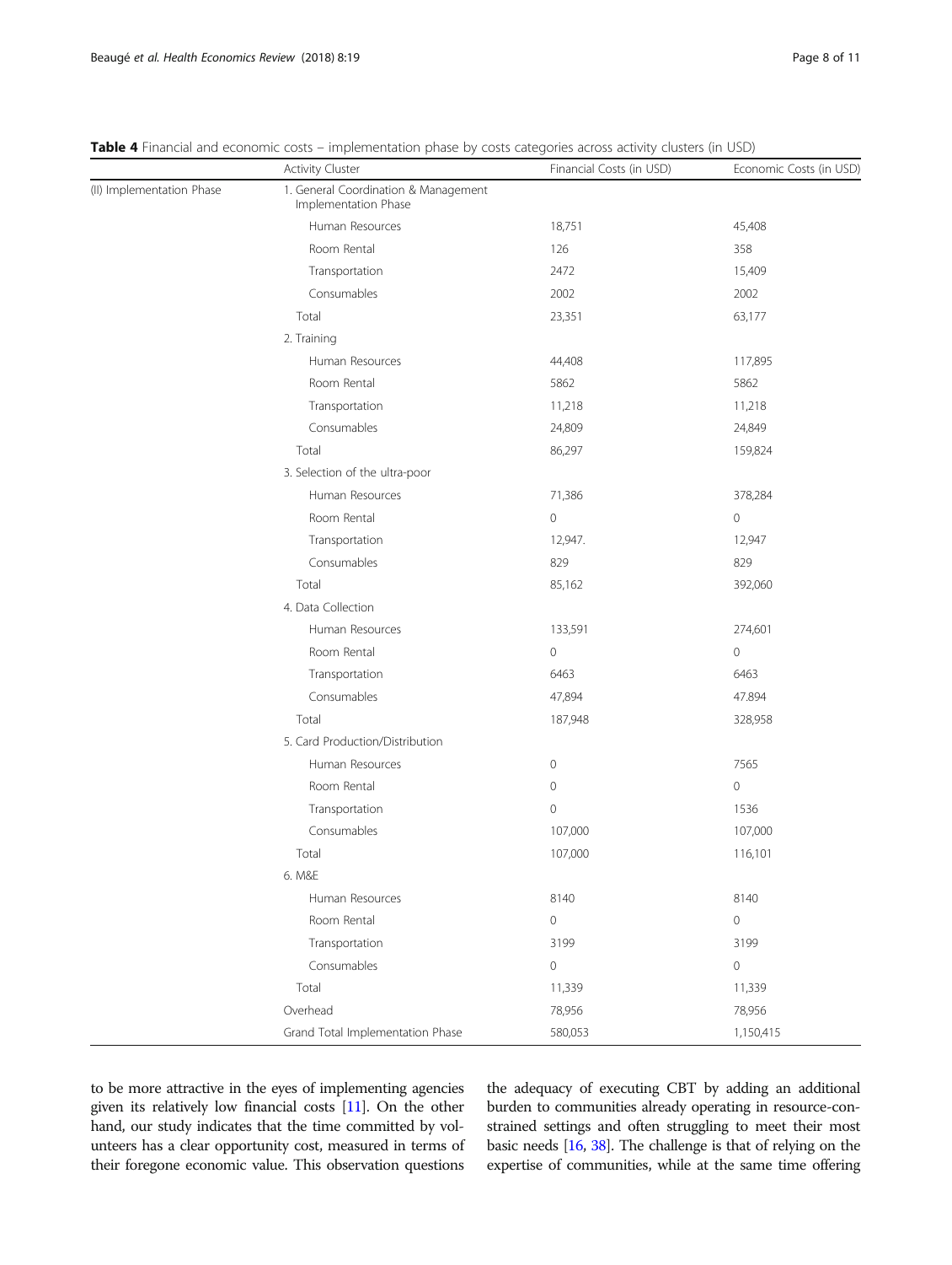**Table 4** Financial and economic costs – implementation phase by costs categories across activity clusters (in USD)

| | Activity Cluster | Financial Costs (in USD) | Economic Costs (in USD) |
|---|---|---|---|
| (II) Implementation Phase | 1. General Coordination & Management Implementation Phase | | |
| | Human Resources | 18,751 | 45,408 |
| | Room Rental | 126 | 358 |
| | Transportation | 2472 | 15,409 |
| | Consumables | 2002 | 2002 |
| | Total | 23,351 | 63,177 |
| | 2. Training | | |
| | Human Resources | 44,408 | 117,895 |
| | Room Rental | 5862 | 5862 |
| | Transportation | 11,218 | 11,218 |
| | Consumables | 24,809 | 24,849 |
| | Total | 86,297 | 159,824 |
| | 3. Selection of the ultra-poor | | |
| | Human Resources | 71,386 | 378,284 |
| | Room Rental | 0 | 0 |
| | Transportation | 12,947. | 12,947 |
| | Consumables | 829 | 829 |
| | Total | 85,162 | 392,060 |
| | 4. Data Collection | | |
| | Human Resources | 133,591 | 274,601 |
| | Room Rental | 0 | 0 |
| | Transportation | 6463 | 6463 |
| | Consumables | 47,894 | 47.894 |
| | Total | 187,948 | 328,958 |
| | 5. Card Production/Distribution | | |
| | Human Resources | 0 | 7565 |
| | Room Rental | 0 | 0 |
| | Transportation | 0 | 1536 |
| | Consumables | 107,000 | 107,000 |
| | Total | 107,000 | 116,101 |
| | 6. M&E | | |
| | Human Resources | 8140 | 8140 |
| | Room Rental | 0 | 0 |
| | Transportation | 3199 | 3199 |
| | Consumables | 0 | 0 |
| | Total | 11,339 | 11,339 |
| | Overhead | 78,956 | 78,956 |
| | Grand Total Implementation Phase | 580,053 | 1,150,415 |

to be more attractive in the eyes of implementing agencies given its relatively low financial costs [11]. On the other hand, our study indicates that the time committed by volunteers has a clear opportunity cost, measured in terms of their foregone economic value. This observation questions the adequacy of executing CBT by adding an additional burden to communities already operating in resource-constrained settings and often struggling to meet their most basic needs [16, 38]. The challenge is that of relying on the expertise of communities, while at the same time offering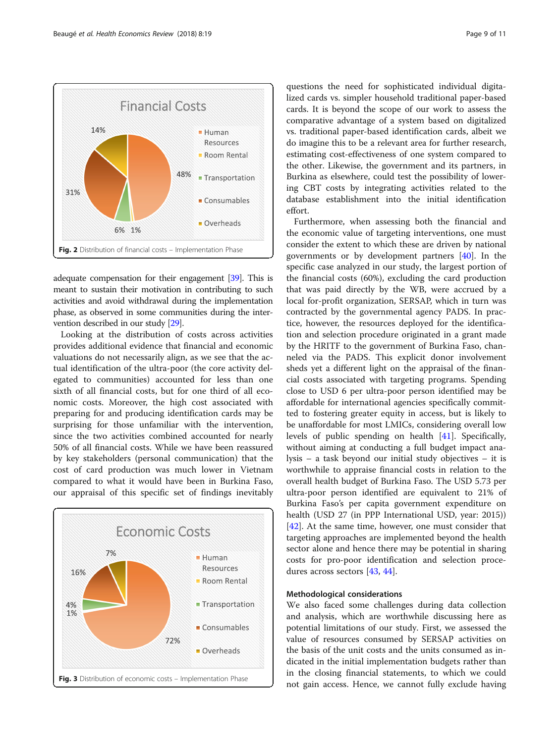Financial Costs

14%

48%

31%

6% 1%

Human Resources
Room Rental
Transportation
Consumables
Overheads

**Fig. 2** Distribution of financial costs – Implementation Phase

adequate compensation for their engagement [39]. This is meant to sustain their motivation in contributing to such activities and avoid withdrawal during the implementation phase, as observed in some communities during the intervention described in our study [29].

Looking at the distribution of costs across activities provides additional evidence that financial and economic valuations do not necessarily align, as we see that the actual identification of the ultra-poor (the core activity delegated to communities) accounted for less than one sixth of all financial costs, but for one third of all economic costs. Moreover, the high cost associated with preparing for and producing identification cards may be surprising for those unfamiliar with the intervention, since the two activities combined accounted for nearly 50% of all financial costs. While we have been reassured by key stakeholders (personal communication) that the cost of card production was much lower in Vietnam compared to what it would have been in Burkina Faso, our appraisal of this specific set of findings inevitably

Economic Costs

7%

16%

4%
1%

72%

Human Resources
Room Rental
Transportation
Consumables
Overheads

**Fig. 3** Distribution of economic costs – Implementation Phase

questions the need for sophisticated individual digitalized cards vs. simpler household traditional paper-based cards. It is beyond the scope of our work to assess the comparative advantage of a system based on digitalized vs. traditional paper-based identification cards, albeit we do imagine this to be a relevant area for further research, estimating cost-effectiveness of one system compared to the other. Likewise, the government and its partners, in Burkina as elsewhere, could test the possibility of lowering CBT costs by integrating activities related to the database establishment into the initial identification effort.

Furthermore, when assessing both the financial and the economic value of targeting interventions, one must consider the extent to which these are driven by national governments or by development partners [40]. In the specific case analyzed in our study, the largest portion of the financial costs (60%), excluding the card production that was paid directly by the WB, were accrued by a local for-profit organization, SERSAP, which in turn was contracted by the governmental agency PADS. In practice, however, the resources deployed for the identification and selection procedure originated in a grant made by the HRITF to the government of Burkina Faso, channeled via the PADS. This explicit donor involvement sheds yet a different light on the appraisal of the financial costs associated with targeting programs. Spending close to USD 6 per ultra-poor person identified may be affordable for international agencies specifically committed to fostering greater equity in access, but is likely to be unaffordable for most LMICs, considering overall low levels of public spending on health [41]. Specifically, without aiming at conducting a full budget impact analysis – a task beyond our initial study objectives – it is worthwhile to appraise financial costs in relation to the overall health budget of Burkina Faso. The USD 5.73 per ultra-poor person identified are equivalent to 21% of Burkina Faso's per capita government expenditure on health (USD 27 (in PPP International USD, year: 2015)) [42]. At the same time, however, one must consider that targeting approaches are implemented beyond the health sector alone and hence there may be potential in sharing costs for pro-poor identification and selection procedures across sectors [43, 44].

#### Methodological considerations

We also faced some challenges during data collection and analysis, which are worthwhile discussing here as potential limitations of our study. First, we assessed the value of resources consumed by SERSAP activities on the basis of the unit costs and the units consumed as indicated in the initial implementation budgets rather than in the closing financial statements, to which we could not gain access. Hence, we cannot fully exclude having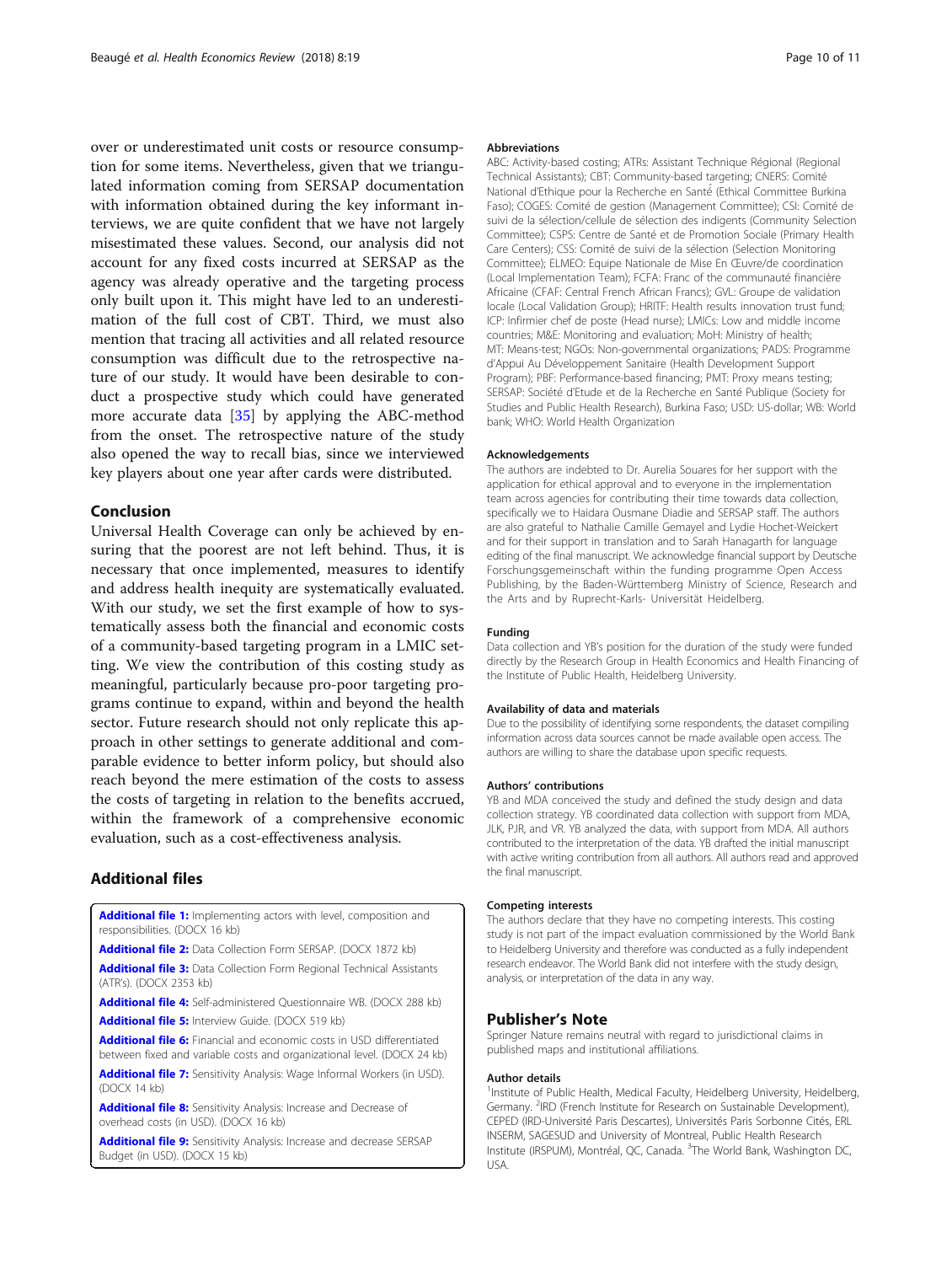over or underestimated unit costs or resource consumption for some items. Nevertheless, given that we triangulated information coming from SERSAP documentation with information obtained during the key informant interviews, we are quite confident that we have not largely misestimated these values. Second, our analysis did not account for any fixed costs incurred at SERSAP as the agency was already operative and the targeting process only built upon it. This might have led to an underestimation of the full cost of CBT. Third, we must also mention that tracing all activities and all related resource consumption was difficult due to the retrospective nature of our study. It would have been desirable to conduct a prospective study which could have generated more accurate data [35] by applying the ABC-method from the onset. The retrospective nature of the study also opened the way to recall bias, since we interviewed key players about one year after cards were distributed.

## Conclusion

Universal Health Coverage can only be achieved by ensuring that the poorest are not left behind. Thus, it is necessary that once implemented, measures to identify and address health inequity are systematically evaluated. With our study, we set the first example of how to systematically assess both the financial and economic costs of a community-based targeting program in a LMIC setting. We view the contribution of this costing study as meaningful, particularly because pro-poor targeting programs continue to expand, within and beyond the health sector. Future research should not only replicate this approach in other settings to generate additional and comparable evidence to better inform policy, but should also reach beyond the mere estimation of the costs to assess the costs of targeting in relation to the benefits accrued, within the framework of a comprehensive economic evaluation, such as a cost-effectiveness analysis.

## Additional files

**Additional file 1:** Implementing actors with level, composition and responsibilities. (DOCX 16 kb)

**Additional file 2:** Data Collection Form SERSAP. (DOCX 1872 kb)

**Additional file 3:** Data Collection Form Regional Technical Assistants (ATR's). (DOCX 2353 kb)

**Additional file 4:** Self-administered Questionnaire WB. (DOCX 288 kb)

**Additional file 5:** Interview Guide. (DOCX 519 kb)

**Additional file 6:** Financial and economic costs in USD differentiated between fixed and variable costs and organizational level. (DOCX 24 kb)

**Additional file 7:** Sensitivity Analysis: Wage Informal Workers (in USD). (DOCX 14 kb)

**Additional file 8:** Sensitivity Analysis: Increase and Decrease of overhead costs (in USD). (DOCX 16 kb)

**Additional file 9:** Sensitivity Analysis: Increase and decrease SERSAP Budget (in USD). (DOCX 15 kb)

#### Abbreviations

ABC: Activity-based costing; ATRs: Assistant Technique Régional (Regional Technical Assistants); CBT: Community-based targeting; CNERS: Comité National d'Ethique pour la Recherche en Santé (Ethical Committee Burkina Faso); COGES: Comité de gestion (Management Committee); CSI: Comité de suivi de la sélection/cellule de sélection des indigents (Community Selection Committee); CSPS: Centre de Santé et de Promotion Sociale (Primary Health Care Centers); CSS: Comité de suivi de la sélection (Selection Monitoring Committee); ELMEO: Equipe Nationale de Mise En Œuvre/de coordination (Local Implementation Team); FCFA: Franc of the communauté financière Africaine (CFAF: Central French African Francs); GVL: Groupe de validation locale (Local Validation Group); HRITF: Health results innovation trust fund; ICP: Infirmier chef de poste (Head nurse); LMICs: Low and middle income countries; M&E: Monitoring and evaluation; MoH: Ministry of health; MT: Means-test; NGOs: Non-governmental organizations; PADS: Programme d'Appui Au Développement Sanitaire (Health Development Support Program); PBF: Performance-based financing; PMT: Proxy means testing; SERSAP: Société d'Etude et de la Recherche en Santé Publique (Society for Studies and Public Health Research), Burkina Faso; USD: US-dollar; WB: World bank; WHO: World Health Organization

#### Acknowledgements

The authors are indebted to Dr. Aurelia Souares for her support with the application for ethical approval and to everyone in the implementation team across agencies for contributing their time towards data collection, specifically we to Haidara Ousmane Diadie and SERSAP staff. The authors are also grateful to Nathalie Camille Gemayel and Lydie Hochet-Weickert and for their support in translation and to Sarah Hanagarth for language editing of the final manuscript. We acknowledge financial support by Deutsche Forschungsgemeinschaft within the funding programme Open Access Publishing, by the Baden-Württemberg Ministry of Science, Research and the Arts and by Ruprecht-Karls- Universität Heidelberg.

#### Funding

Data collection and YB's position for the duration of the study were funded directly by the Research Group in Health Economics and Health Financing of the Institute of Public Health, Heidelberg University.

#### Availability of data and materials

Due to the possibility of identifying some respondents, the dataset compiling information across data sources cannot be made available open access. The authors are willing to share the database upon specific requests.

#### Authors' contributions

YB and MDA conceived the study and defined the study design and data collection strategy. YB coordinated data collection with support from MDA, JLK, PJR, and VR. YB analyzed the data, with support from MDA. All authors contributed to the interpretation of the data. YB drafted the initial manuscript with active writing contribution from all authors. All authors read and approved the final manuscript.

#### Competing interests

The authors declare that they have no competing interests. This costing study is not part of the impact evaluation commissioned by the World Bank to Heidelberg University and therefore was conducted as a fully independent research endeavor. The World Bank did not interfere with the study design, analysis, or interpretation of the data in any way.

## Publisher's Note

Springer Nature remains neutral with regard to jurisdictional claims in published maps and institutional affiliations.

#### Author details

[1]Institute of Public Health, Medical Faculty, Heidelberg University, Heidelberg, Germany. [2]IRD (French Institute for Research on Sustainable Development), CEPED (IRD-Université Paris Descartes), Universités Paris Sorbonne Cités, ERL INSERM, SAGESUD and University of Montreal, Public Health Research Institute (IRSPUM), Montréal, QC, Canada. [3]The World Bank, Washington DC, USA.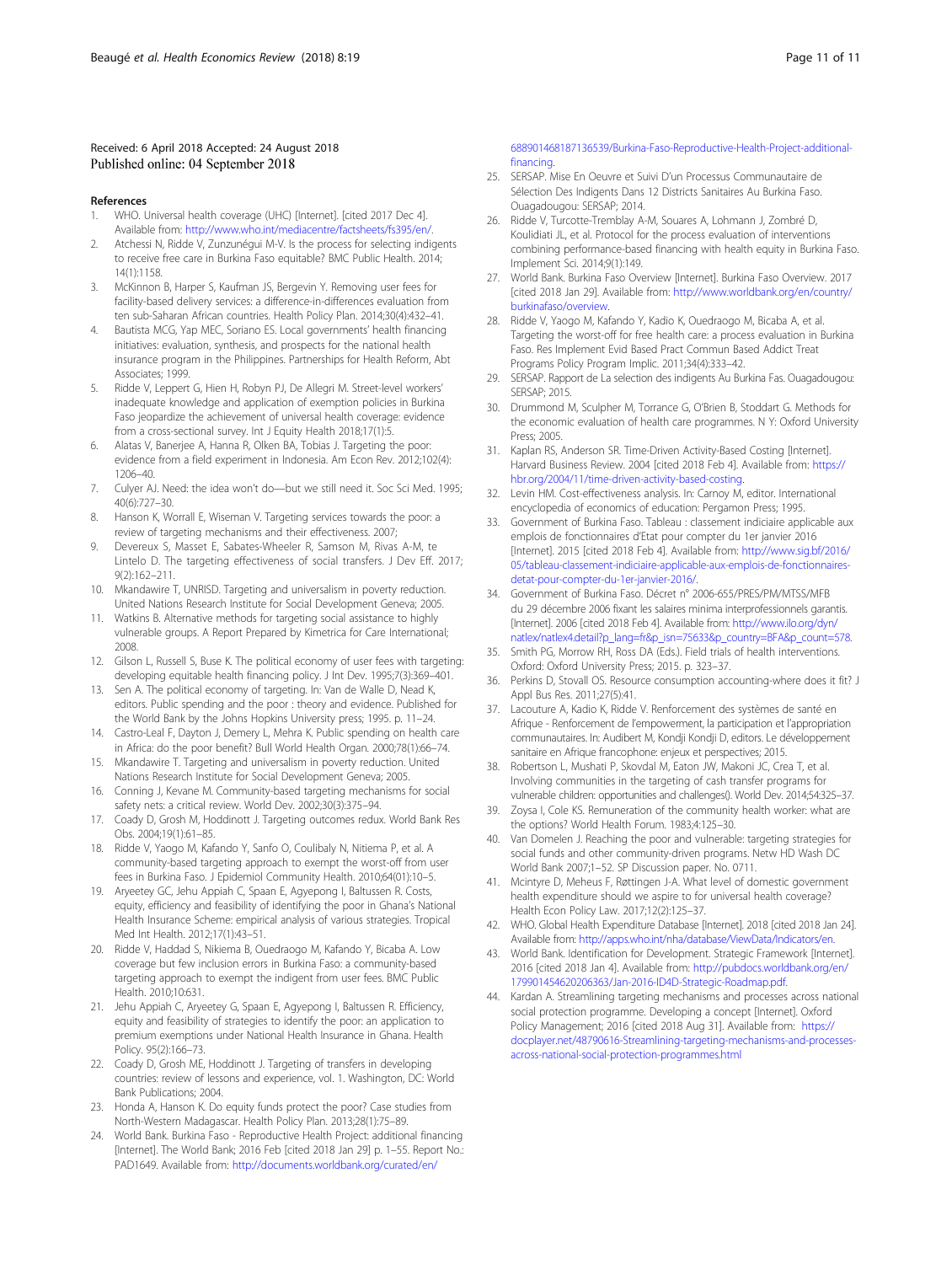Received: 6 April 2018 Accepted: 24 August 2018
Published online: 04 September 2018

## References

1. WHO. Universal health coverage (UHC) [Internet]. [cited 2017 Dec 4]. Available from: http://www.who.int/mediacentre/factsheets/fs395/en/.
2. Atchessi N, Ridde V, Zunzunégui M-V. Is the process for selecting indigents to receive free care in Burkina Faso equitable? BMC Public Health. 2014; 14(1):1158.
3. McKinnon B, Harper S, Kaufman JS, Bergevin Y. Removing user fees for facility-based delivery services: a difference-in-differences evaluation from ten sub-Saharan African countries. Health Policy Plan. 2014;30(4):432–41.
4. Bautista MCG, Yap MEC, Soriano ES. Local governments' health financing initiatives: evaluation, synthesis, and prospects for the national health insurance program in the Philippines. Partnerships for Health Reform, Abt Associates; 1999.
5. Ridde V, Leppert G, Hien H, Robyn PJ, De Allegri M. Street-level workers' inadequate knowledge and application of exemption policies in Burkina Faso jeopardize the achievement of universal health coverage: evidence from a cross-sectional survey. Int J Equity Health 2018;17(1):5.
6. Alatas V, Banerjee A, Hanna R, Olken BA, Tobias J. Targeting the poor: evidence from a field experiment in Indonesia. Am Econ Rev. 2012;102(4): 1206–40.
7. Culyer AJ. Need: the idea won't do—but we still need it. Soc Sci Med. 1995; 40(6):727–30.
8. Hanson K, Worrall E, Wiseman V. Targeting services towards the poor: a review of targeting mechanisms and their effectiveness. 2007;
9. Devereux S, Masset E, Sabates-Wheeler R, Samson M, Rivas A-M, te Lintelo D. The targeting effectiveness of social transfers. J Dev Eff. 2017; 9(2):162–211.
10. Mkandawire T, UNRISD. Targeting and universalism in poverty reduction. United Nations Research Institute for Social Development Geneva; 2005.
11. Watkins B. Alternative methods for targeting social assistance to highly vulnerable groups. A Report Prepared by Kimetrica for Care International; 2008.
12. Gilson L, Russell S, Buse K. The political economy of user fees with targeting: developing equitable health financing policy. J Int Dev. 1995;7(3):369–401.
13. Sen A. The political economy of targeting. In: Van de Walle D, Nead K, editors. Public spending and the poor : theory and evidence. Published for the World Bank by the Johns Hopkins University press; 1995. p. 11–24.
14. Castro-Leal F, Dayton J, Demery L, Mehra K. Public spending on health care in Africa: do the poor benefit? Bull World Health Organ. 2000;78(1):66–74.
15. Mkandawire T. Targeting and universalism in poverty reduction. United Nations Research Institute for Social Development Geneva; 2005.
16. Conning J, Kevane M. Community-based targeting mechanisms for social safety nets: a critical review. World Dev. 2002;30(3):375–94.
17. Coady D, Grosh M, Hoddinott J. Targeting outcomes redux. World Bank Res Obs. 2004;19(1):61–85.
18. Ridde V, Yaogo M, Kafando Y, Sanfo O, Coulibaly N, Nitiema P, et al. A community-based targeting approach to exempt the worst-off from user fees in Burkina Faso. J Epidemiol Community Health. 2010;64(01):10–5.
19. Aryeetey GC, Jehu Appiah C, Spaan E, Agyepong I, Baltussen R. Costs, equity, efficiency and feasibility of identifying the poor in Ghana's National Health Insurance Scheme: empirical analysis of various strategies. Tropical Med Int Health. 2012;17(1):43–51.
20. Ridde V, Haddad S, Nikiema B, Ouedraogo M, Kafando Y, Bicaba A. Low coverage but few inclusion errors in Burkina Faso: a community-based targeting approach to exempt the indigent from user fees. BMC Public Health. 2010;10:631.
21. Jehu Appiah C, Aryeetey G, Spaan E, Agyepong I, Baltussen R. Efficiency, equity and feasibility of strategies to identify the poor: an application to premium exemptions under National Health Insurance in Ghana. Health Policy. 95(2):166–73.
22. Coady D, Grosh ME, Hoddinott J. Targeting of transfers in developing countries: review of lessons and experience, vol. 1. Washington, DC: World Bank Publications; 2004.
23. Honda A, Hanson K. Do equity funds protect the poor? Case studies from North-Western Madagascar. Health Policy Plan. 2013;28(1):75–89.
24. World Bank. Burkina Faso - Reproductive Health Project: additional financing [Internet]. The World Bank; 2016 Feb [cited 2018 Jan 29] p. 1–55. Report No.: PAD1649. Available from: http://documents.worldbank.org/curated/en/688901468187136539/Burkina-Faso-Reproductive-Health-Project-additional-financing.
25. SERSAP. Mise En Oeuvre et Suivi D'un Processus Communautaire de Sélection Des Indigents Dans 12 Districts Sanitaires Au Burkina Faso. Ouagadougou: SERSAP; 2014.
26. Ridde V, Turcotte-Tremblay A-M, Souares A, Lohmann J, Zombré D, Koulidiati JL, et al. Protocol for the process evaluation of interventions combining performance-based financing with health equity in Burkina Faso. Implement Sci. 2014;9(1):149.
27. World Bank. Burkina Faso Overview [Internet]. Burkina Faso Overview. 2017 [cited 2018 Jan 29]. Available from: http://www.worldbank.org/en/country/burkinafaso/overview.
28. Ridde V, Yaogo M, Kafando Y, Kadio K, Ouedraogo M, Bicaba A, et al. Targeting the worst-off for free health care: a process evaluation in Burkina Faso. Res Implement Evid Based Pract Commun Based Addict Treat Programs Policy Program Implic. 2011;34(4):333–42.
29. SERSAP. Rapport de La selection des indigents Au Burkina Fas. Ouagadougou: SERSAP; 2015.
30. Drummond M, Sculpher M, Torrance G, O'Brien B, Stoddart G. Methods for the economic evaluation of health care programmes. N Y: Oxford University Press; 2005.
31. Kaplan RS, Anderson SR. Time-Driven Activity-Based Costing [Internet]. Harvard Business Review. 2004 [cited 2018 Feb 4]. Available from: https://hbr.org/2004/11/time-driven-activity-based-costing.
32. Levin HM. Cost-effectiveness analysis. In: Carnoy M, editor. International encyclopedia of economics of education: Pergamon Press; 1995.
33. Government of Burkina Faso. Tableau : classement indiciaire applicable aux emplois de fonctionnaires d'Etat pour compter du 1er janvier 2016 [Internet]. 2015 [cited 2018 Feb 4]. Available from: http://www.sig.bf/2016/05/tableau-classement-indiciaire-applicable-aux-emplois-de-fonctionnaires-detat-pour-compter-du-1er-janvier-2016/.
34. Government of Burkina Faso. Décret n° 2006-655/PRES/PM/MTSS/MFB du 29 décembre 2006 fixant les salaires minima interprofessionnels garantis. [Internet]. 2006 [cited 2018 Feb 4]. Available from: http://www.ilo.org/dyn/natlex/natlex4.detail?p_lang=fr&p_isn=75633&p_country=BFA&p_count=578.
35. Smith PG, Morrow RH, Ross DA (Eds.). Field trials of health interventions. Oxford: Oxford University Press; 2015. p. 323–37.
36. Perkins D, Stovall OS. Resource consumption accounting-where does it fit? J Appl Bus Res. 2011;27(5):41.
37. Lacouture A, Kadio K, Ridde V. Renforcement des systèmes de santé en Afrique - Renforcement de l'empowerment, la participation et l'appropriation communautaires. In: Audibert M, Kondji Kondji D, editors. Le développement sanitaire en Afrique francophone: enjeux et perspectives; 2015.
38. Robertson L, Mushati P, Skovdal M, Eaton JW, Makoni JC, Crea T, et al. Involving communities in the targeting of cash transfer programs for vulnerable children: opportunities and challenges(). World Dev. 2014;54:325–37.
39. Zoysa I, Cole KS. Remuneration of the community health worker: what are the options? World Health Forum. 1983;4:125–30.
40. Van Domelen J. Reaching the poor and vulnerable: targeting strategies for social funds and other community-driven programs. Netw HD Wash DC World Bank 2007;1–52. SP Discussion paper. No. 0711.
41. Mcintyre D, Meheus F, Røttingen J-A. What level of domestic government health expenditure should we aspire to for universal health coverage? Health Econ Policy Law. 2017;12(2):125–37.
42. WHO. Global Health Expenditure Database [Internet]. 2018 [cited 2018 Jan 24]. Available from: http://apps.who.int/nha/database/ViewData/Indicators/en.
43. World Bank. Identification for Development. Strategic Framework [Internet]. 2016 [cited 2018 Jan 4]. Available from: http://pubdocs.worldbank.org/en/179901454620206363/Jan-2016-ID4D-Strategic-Roadmap.pdf.
44. Kardan A. Streamlining targeting mechanisms and processes across national social protection programme. Developing a concept [Internet]. Oxford Policy Management; 2016 [cited 2018 Aug 31]. Available from: https://docplayer.net/48790616-Streamlining-targeting-mechanisms-and-processes-across-national-social-protection-programmes.html